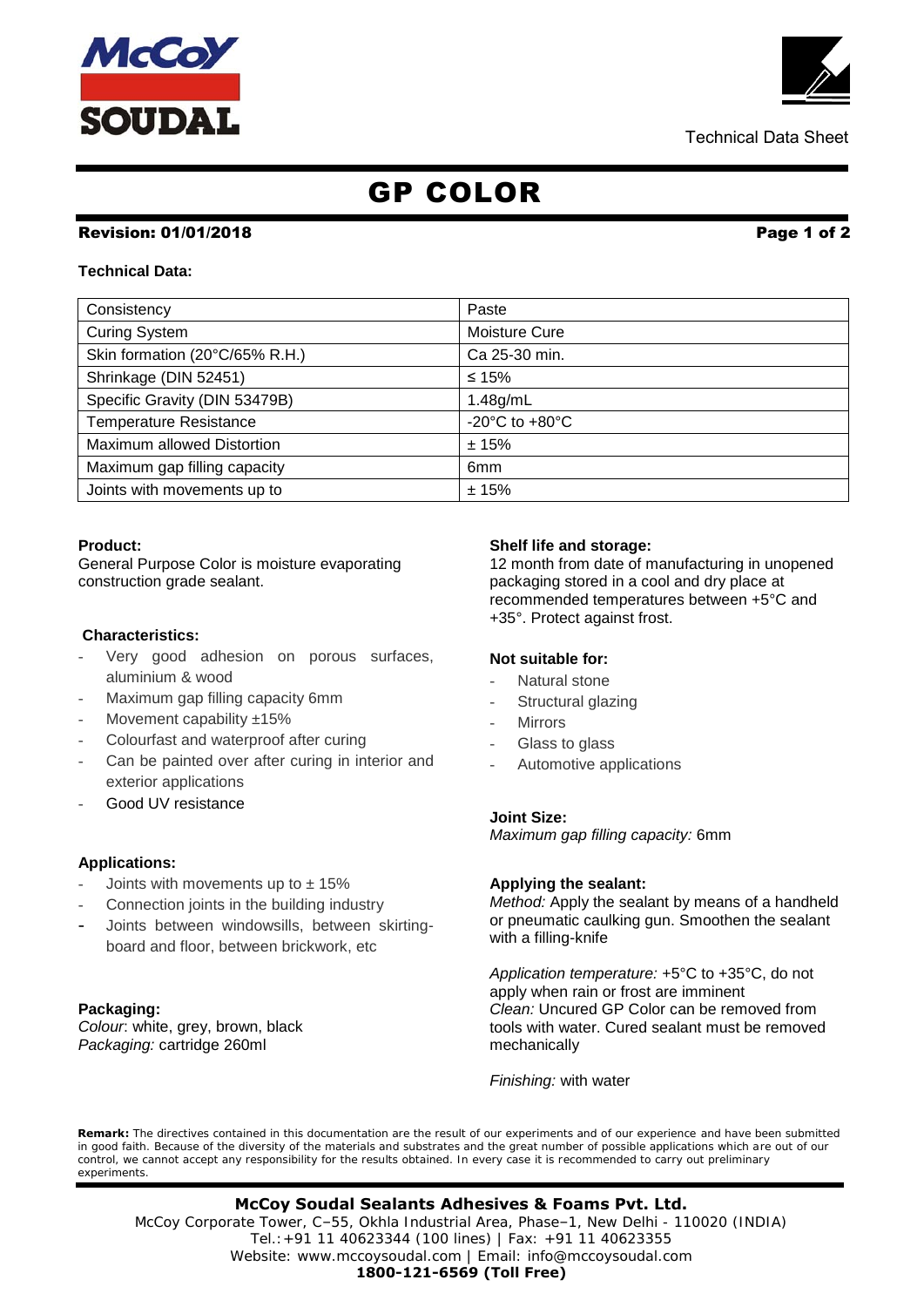Technical Data Sheet

# GP COLOR

**Revision: 01/01/2018**

**Technical Data:**

| Consistency | Paste |
|---|---|
| Curing System | Moisture Cure |
| Skin formation (20°C/65% R.H.) | Ca 25-30 min. |
| Shrinkage (DIN 52451) | ≤ 15% |
| Specific Gravity (DIN 53479B) | 1.48g/mL |
| Temperature Resistance | -20°C to +80°C |
| Maximum allowed Distortion | ± 15% |
| Maximum gap filling capacity | 6mm |
| Joints with movements up to | ± 15% |

**Product:**
General Purpose Color is moisture evaporating construction grade sealant.

**Characteristics:**

- Very good adhesion on porous surfaces, aluminium & wood
- Maximum gap filling capacity 6mm
- Movement capability ±15%
- Colourfast and waterproof after curing
- Can be painted over after curing in interior and exterior applications
- Good UV resistance

**Applications:**

- Joints with movements up to ± 15%
- Connection joints in the building industry
- Joints between windowsills, between skirting-board and floor, between brickwork, etc

**Packaging:**
*Colour*: white, grey, brown, black
*Packaging:* cartridge 260ml

**Shelf life and storage:**
12 month from date of manufacturing in unopened packaging stored in a cool and dry place at recommended temperatures between +5°C and +35°. Protect against frost.

**Not suitable for:**

- Natural stone
- Structural glazing
- Mirrors
- Glass to glass
- Automotive applications

**Joint Size:**
*Maximum gap filling capacity:* 6mm

**Applying the sealant:**
*Method:* Apply the sealant by means of a handheld or pneumatic caulking gun. Smoothen the sealant with a filling-knife

*Application temperature:* +5°C to +35°C, do not apply when rain or frost are imminent
*Clean:* Uncured GP Color can be removed from tools with water. Cured sealant must be removed mechanically

*Finishing:* with water

**Remark:** The directives contained in this documentation are the result of our experiments and of our experience and have been submitted in good faith. Because of the diversity of the materials and substrates and the great number of possible applications which are out of our control, we cannot accept any responsibility for the results obtained. In every case it is recommended to carry out preliminary experiments.

**McCoy Soudal Sealants Adhesives & Foams Pvt. Ltd.**
McCoy Corporate Tower, C–55, Okhla Industrial Area, Phase–1, New Delhi - 110020 (INDIA)
Tel.:+91 11 40623344 (100 lines) | Fax: +91 11 40623355
Website: www.mccoysoudal.com | Email: info@mccoysoudal.com
**1800-121-6569 (Toll Free)**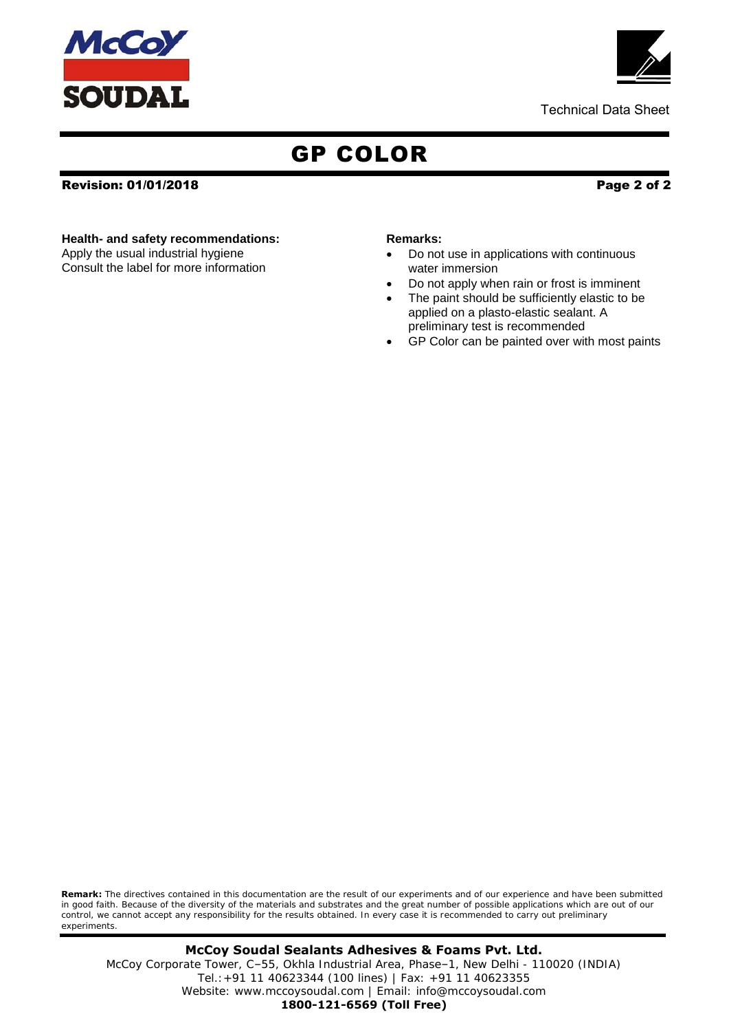**Health- and safety recommendations:**
Apply the usual industrial hygiene
Consult the label for more information

**Remarks:**

- Do not use in applications with continuous water immersion
- Do not apply when rain or frost is imminent
- The paint should be sufficiently elastic to be applied on a plasto-elastic sealant. A preliminary test is recommended
- GP Color can be painted over with most paints

**Remark:** The directives contained in this documentation are the result of our experiments and of our experience and have been submitted in good faith. Because of the diversity of the materials and substrates and the great number of possible applications which are out of our control, we cannot accept any responsibility for the results obtained. In every case it is recommended to carry out preliminary experiments.

**McCoy Soudal Sealants Adhesives & Foams Pvt. Ltd.**
McCoy Corporate Tower, C–55, Okhla Industrial Area, Phase–1, New Delhi - 110020 (INDIA)
Tel.:+91 11 40623344 (100 lines) | Fax: +91 11 40623355
Website: www.mccoysoudal.com | Email: info@mccoysoudal.com
**1800-121-6569 (Toll Free)**